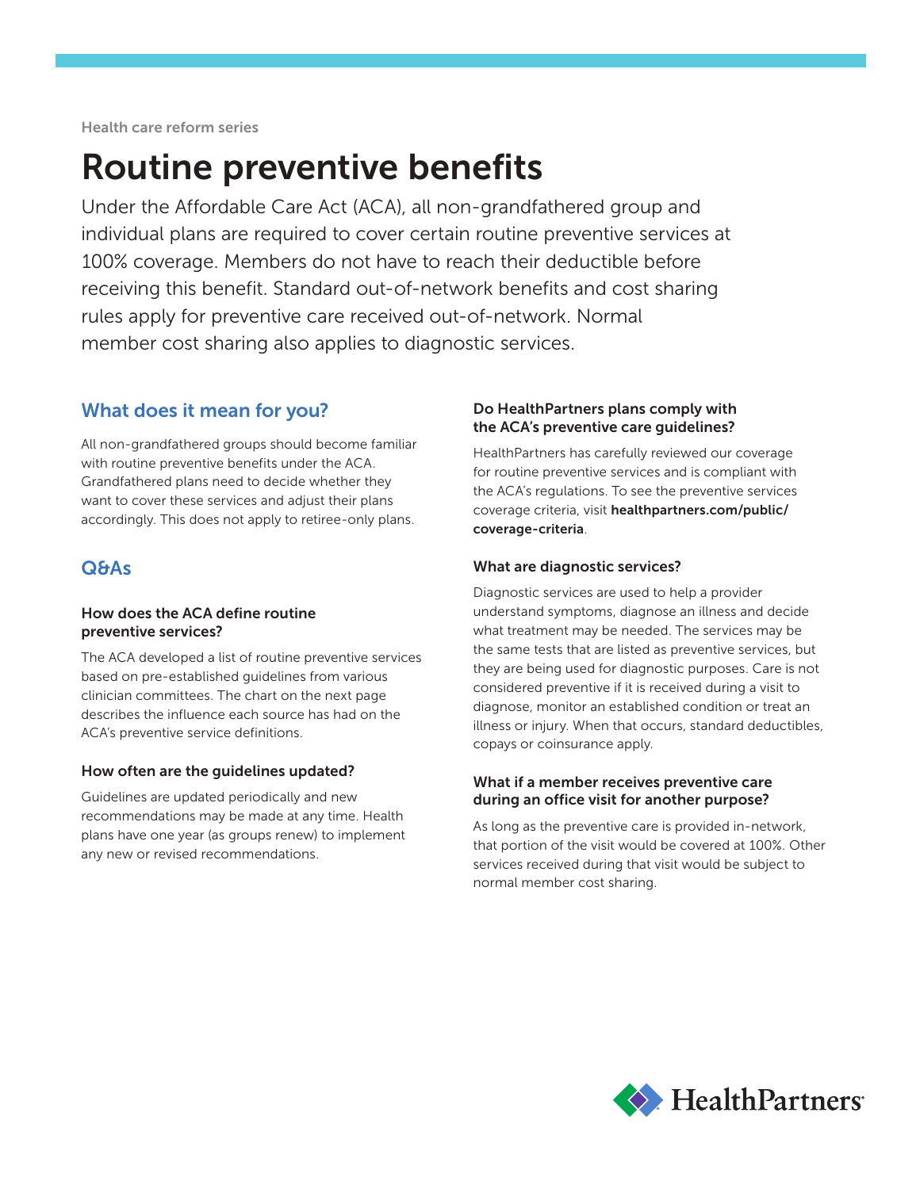Health care reform series

# Routine preventive benefits

Under the Affordable Care Act (ACA), all non-grandfathered group and individual plans are required to cover certain routine preventive services at 100% coverage. Members do not have to reach their deductible before receiving this benefit. Standard out-of-network benefits and cost sharing rules apply for preventive care received out-of-network. Normal member cost sharing also applies to diagnostic services.

## What does it mean for you?

All non-grandfathered groups should become familiar with routine preventive benefits under the ACA. Grandfathered plans need to decide whether they want to cover these services and adjust their plans accordingly. This does not apply to retiree-only plans.

## Q&As

### How does the ACA define routine preventive services?

The ACA developed a list of routine preventive services based on pre-established guidelines from various clinician committees. The chart on the next page describes the influence each source has had on the ACA's preventive service definitions.

### How often are the guidelines updated?

Guidelines are updated periodically and new recommendations may be made at any time. Health plans have one year (as groups renew) to implement any new or revised recommendations.

### Do HealthPartners plans comply with the ACA's preventive care guidelines?

HealthPartners has carefully reviewed our coverage for routine preventive services and is compliant with the ACA's regulations. To see the preventive services coverage criteria, visit **healthpartners.com/public/coverage-criteria**.

### What are diagnostic services?

Diagnostic services are used to help a provider understand symptoms, diagnose an illness and decide what treatment may be needed. The services may be the same tests that are listed as preventive services, but they are being used for diagnostic purposes. Care is not considered preventive if it is received during a visit to diagnose, monitor an established condition or treat an illness or injury. When that occurs, standard deductibles, copays or coinsurance apply.

### What if a member receives preventive care during an office visit for another purpose?

As long as the preventive care is provided in-network, that portion of the visit would be covered at 100%. Other services received during that visit would be subject to normal member cost sharing.

HealthPartners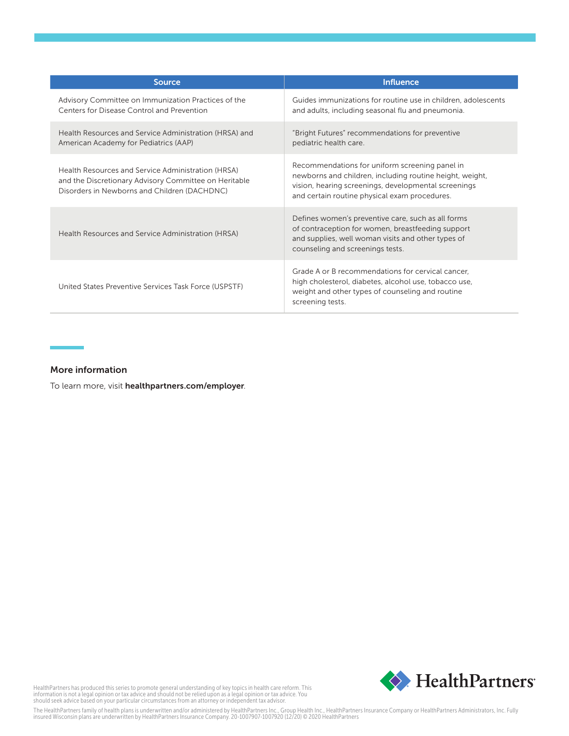| Source | Influence |
|---|---|
| Advisory Committee on Immunization Practices of the Centers for Disease Control and Prevention | Guides immunizations for routine use in children, adolescents and adults, including seasonal flu and pneumonia. |
| Health Resources and Service Administration (HRSA) and American Academy for Pediatrics (AAP) | "Bright Futures" recommendations for preventive pediatric health care. |
| Health Resources and Service Administration (HRSA) and the Discretionary Advisory Committee on Heritable Disorders in Newborns and Children (DACHDNC) | Recommendations for uniform screening panel in newborns and children, including routine height, weight, vision, hearing screenings, developmental screenings and certain routine physical exam procedures. |
| Health Resources and Service Administration (HRSA) | Defines women's preventive care, such as all forms of contraception for women, breastfeeding support and supplies, well woman visits and other types of counseling and screenings tests. |
| United States Preventive Services Task Force (USPSTF) | Grade A or B recommendations for cervical cancer, high cholesterol, diabetes, alcohol use, tobacco use, weight and other types of counseling and routine screening tests. |

## More information

To learn more, visit **healthpartners.com/employer**.

HealthPartners has produced this series to promote general understanding of key topics in health care reform. This information is not a legal opinion or tax advice and should not be relied upon as a legal opinion or tax advice. You should seek advice based on your particular circumstances from an attorney or independent tax advisor.

The HealthPartners family of health plans is underwritten and/or administered by HealthPartners Inc., Group Health Inc., HealthPartners Insurance Company or HealthPartners Administrators, Inc. Fully insured Wisconsin plans are underwritten by HealthPartners Insurance Company. 20-1007907-1007920 (12/20) © 2020 HealthPartners